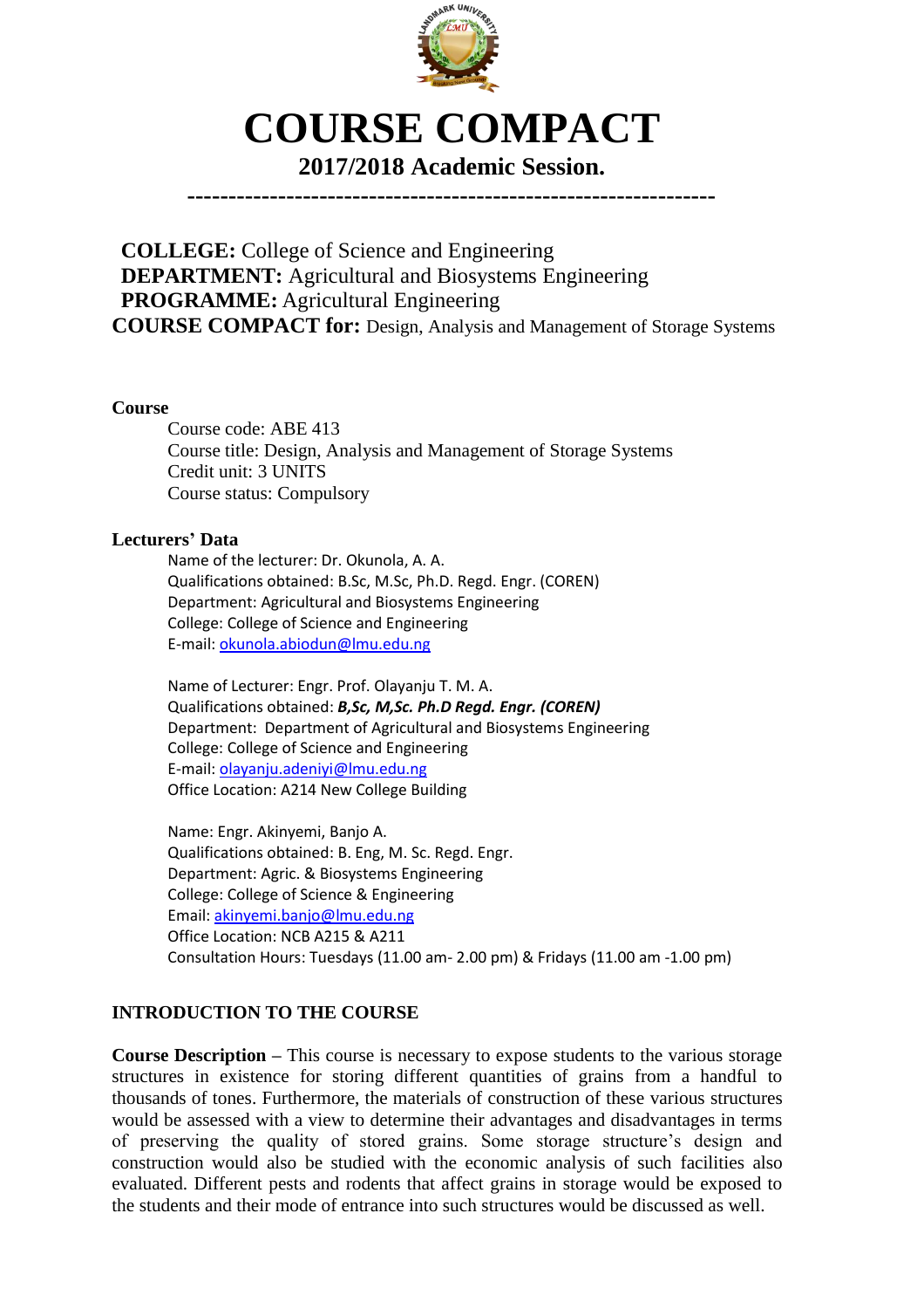# COURSE COMPACT

## 2017/2018 Academic Session.

---

**COLLEGE:** College of Science and Engineering
**DEPARTMENT:** Agricultural and Biosystems Engineering
**PROGRAMME:** Agricultural Engineering
**COURSE COMPACT for:** Design, Analysis and Management of Storage Systems

**Course**

Course code: ABE 413
Course title: Design, Analysis and Management of Storage Systems
Credit unit: 3 UNITS
Course status: Compulsory

**Lecturers' Data**

Name of the lecturer: Dr. Okunola, A. A.
Qualifications obtained: B.Sc, M.Sc, Ph.D. Regd. Engr. (COREN)
Department: Agricultural and Biosystems Engineering
College: College of Science and Engineering
E-mail: okunola.abiodun@lmu.edu.ng

Name of Lecturer: Engr. Prof. Olayanju T. M. A.
Qualifications obtained: ***B,Sc, M,Sc. Ph.D Regd. Engr. (COREN)***
Department: Department of Agricultural and Biosystems Engineering
College: College of Science and Engineering
E-mail: olayanju.adeniyi@lmu.edu.ng
Office Location: A214 New College Building

Name: Engr. Akinyemi, Banjo A.
Qualifications obtained: B. Eng, M. Sc. Regd. Engr.
Department: Agric. & Biosystems Engineering
College: College of Science & Engineering
Email: akinyemi.banjo@lmu.edu.ng
Office Location: NCB A215 & A211
Consultation Hours: Tuesdays (11.00 am- 2.00 pm) & Fridays (11.00 am -1.00 pm)

**INTRODUCTION TO THE COURSE**

**Course Description** – This course is necessary to expose students to the various storage structures in existence for storing different quantities of grains from a handful to thousands of tones. Furthermore, the materials of construction of these various structures would be assessed with a view to determine their advantages and disadvantages in terms of preserving the quality of stored grains. Some storage structure's design and construction would also be studied with the economic analysis of such facilities also evaluated. Different pests and rodents that affect grains in storage would be exposed to the students and their mode of entrance into such structures would be discussed as well.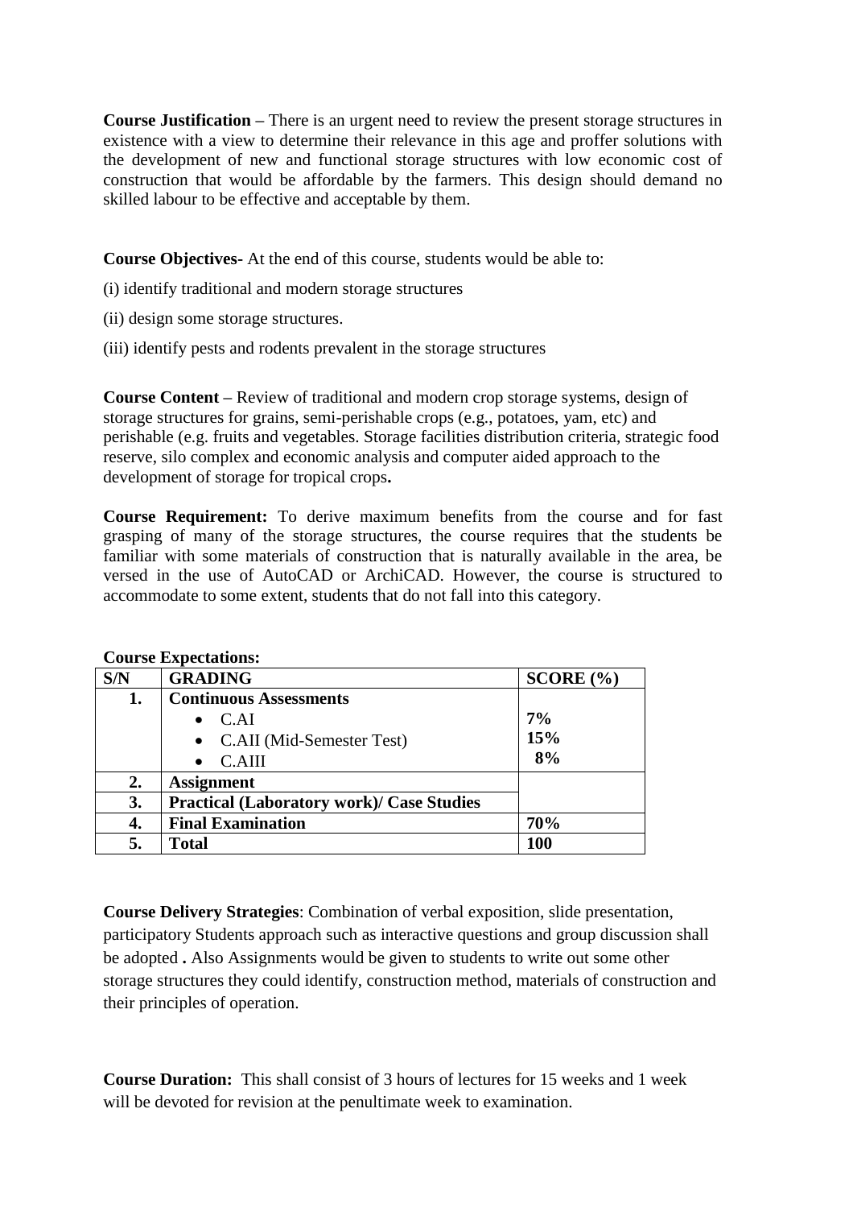**Course Justification –** There is an urgent need to review the present storage structures in existence with a view to determine their relevance in this age and proffer solutions with the development of new and functional storage structures with low economic cost of construction that would be affordable by the farmers. This design should demand no skilled labour to be effective and acceptable by them.

**Course Objectives-** At the end of this course, students would be able to:

(i) identify traditional and modern storage structures

(ii) design some storage structures.

(iii) identify pests and rodents prevalent in the storage structures

**Course Content –** Review of traditional and modern crop storage systems, design of storage structures for grains, semi-perishable crops (e.g., potatoes, yam, etc) and perishable (e.g. fruits and vegetables. Storage facilities distribution criteria, strategic food reserve, silo complex and economic analysis and computer aided approach to the development of storage for tropical crops**.**

**Course Requirement:** To derive maximum benefits from the course and for fast grasping of many of the storage structures, the course requires that the students be familiar with some materials of construction that is naturally available in the area, be versed in the use of AutoCAD or ArchiCAD. However, the course is structured to accommodate to some extent, students that do not fall into this category.

**Course Expectations:**

| S/N | GRADING | SCORE (%) |
|---|---|---|
| **1.** | **Continuous Assessments**<br>• C.AI<br>• C.AII (Mid-Semester Test)<br>• C.AIII | <br>**7%**<br>**15%**<br>**8%** |
| **2.** | **Assignment** | |
| **3.** | **Practical (Laboratory work)/ Case Studies** | |
| **4.** | **Final Examination** | **70%** |
| **5.** | **Total** | **100** |

**Course Delivery Strategies**: Combination of verbal exposition, slide presentation, participatory Students approach such as interactive questions and group discussion shall be adopted **.** Also Assignments would be given to students to write out some other storage structures they could identify, construction method, materials of construction and their principles of operation.

**Course Duration:** This shall consist of 3 hours of lectures for 15 weeks and 1 week will be devoted for revision at the penultimate week to examination.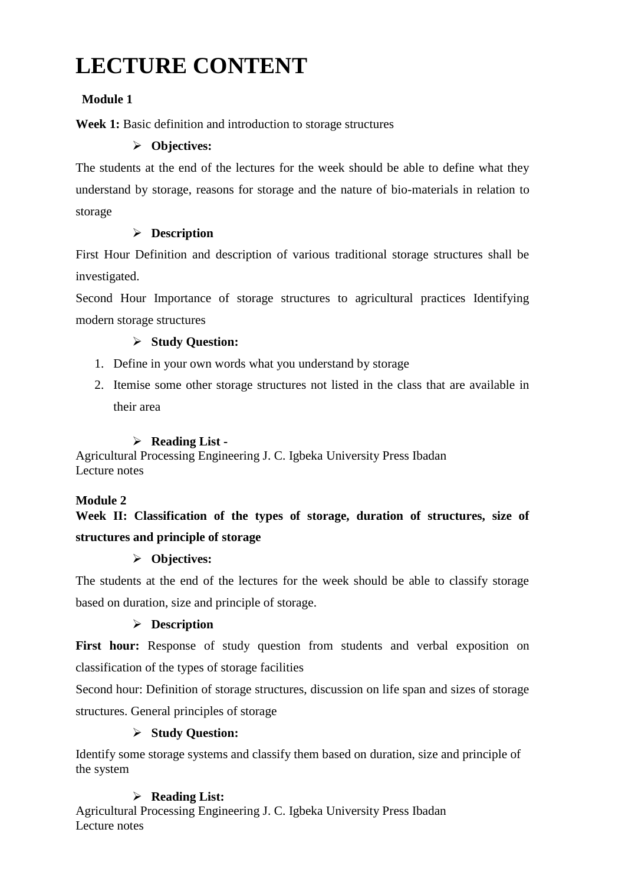# LECTURE CONTENT

**Module 1**

**Week 1:** Basic definition and introduction to storage structures

- **Objectives:**

The students at the end of the lectures for the week should be able to define what they understand by storage, reasons for storage and the nature of bio-materials in relation to storage

- **Description**

First Hour Definition and description of various traditional storage structures shall be investigated.

Second Hour Importance of storage structures to agricultural practices Identifying modern storage structures

- **Study Question:**

1. Define in your own words what you understand by storage
2. Itemise some other storage structures not listed in the class that are available in their area

- **Reading List -**

Agricultural Processing Engineering J. C. Igbeka University Press Ibadan
Lecture notes

**Module 2**

**Week II: Classification of the types of storage, duration of structures, size of structures and principle of storage**

- **Objectives:**

The students at the end of the lectures for the week should be able to classify storage based on duration, size and principle of storage.

- **Description**

**First hour:** Response of study question from students and verbal exposition on classification of the types of storage facilities

Second hour: Definition of storage structures, discussion on life span and sizes of storage structures. General principles of storage

- **Study Question:**

Identify some storage systems and classify them based on duration, size and principle of the system

- **Reading List:**

Agricultural Processing Engineering J. C. Igbeka University Press Ibadan
Lecture notes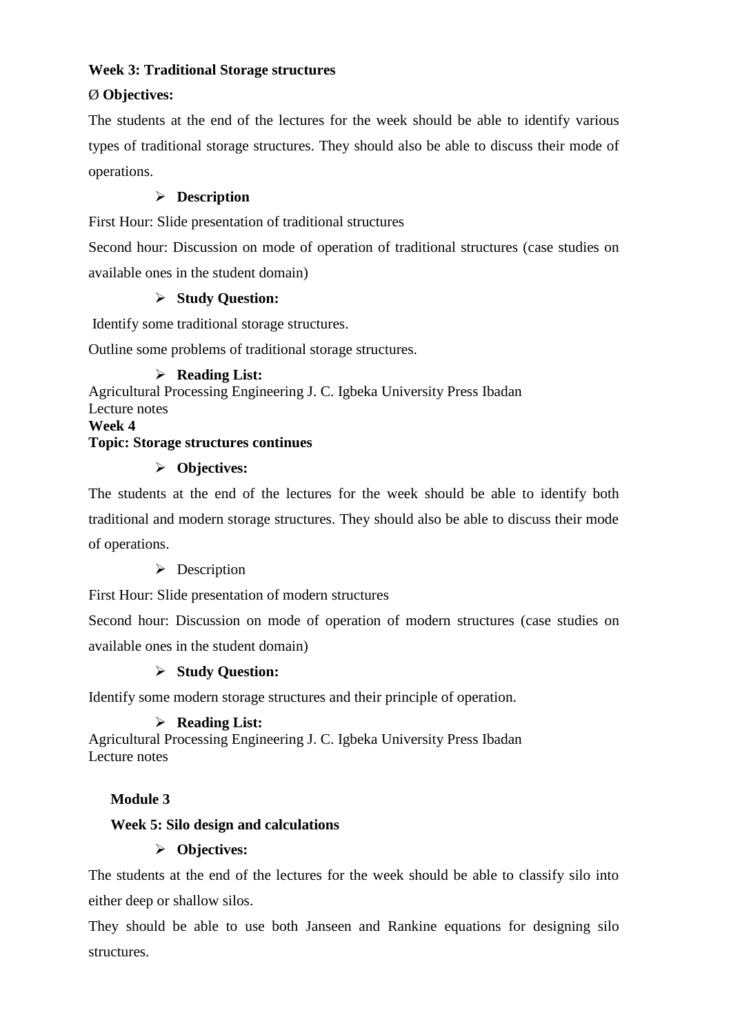**Week 3: Traditional Storage structures**

Ø **Objectives:**

The students at the end of the lectures for the week should be able to identify various types of traditional storage structures. They should also be able to discuss their mode of operations.

- **Description**

First Hour: Slide presentation of traditional structures

Second hour: Discussion on mode of operation of traditional structures (case studies on available ones in the student domain)

- **Study Question:**

Identify some traditional storage structures.

Outline some problems of traditional storage structures.

- **Reading List:**

Agricultural Processing Engineering J. C. Igbeka University Press Ibadan
Lecture notes

**Week 4**

**Topic: Storage structures continues**

- **Objectives:**

The students at the end of the lectures for the week should be able to identify both traditional and modern storage structures. They should also be able to discuss their mode of operations.

- Description

First Hour: Slide presentation of modern structures

Second hour: Discussion on mode of operation of modern structures (case studies on available ones in the student domain)

- **Study Question:**

Identify some modern storage structures and their principle of operation.

- **Reading List:**

Agricultural Processing Engineering J. C. Igbeka University Press Ibadan
Lecture notes

**Module 3**

**Week 5: Silo design and calculations**

- **Objectives:**

The students at the end of the lectures for the week should be able to classify silo into either deep or shallow silos.

They should be able to use both Janseen and Rankine equations for designing silo structures.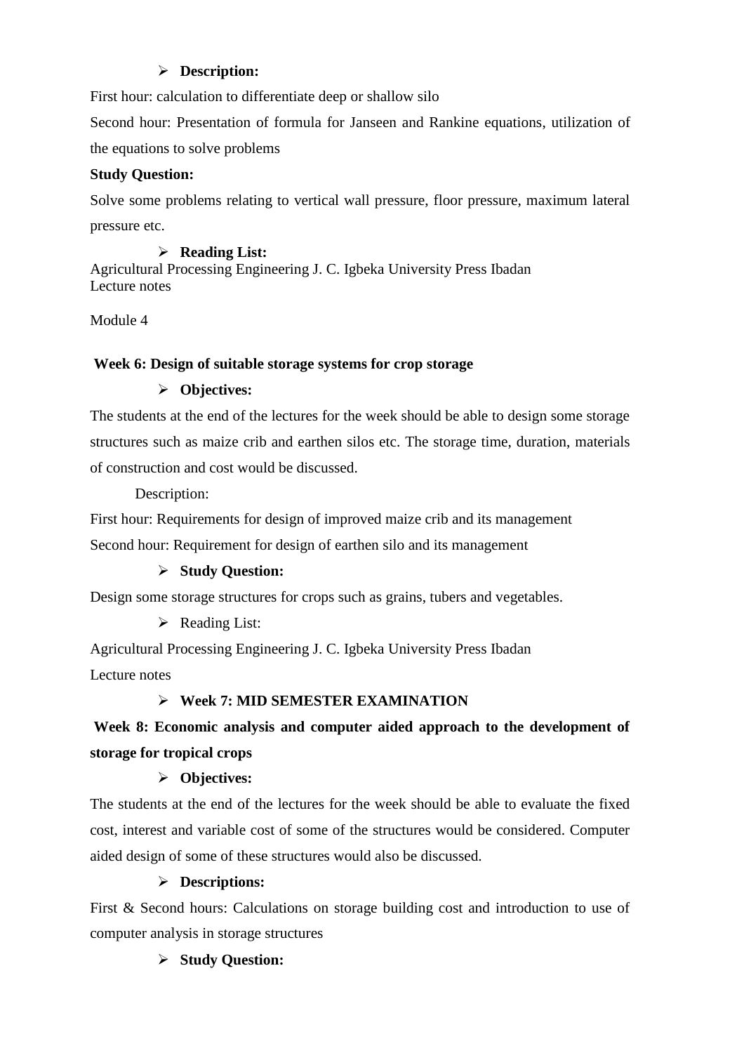- **Description:**

First hour: calculation to differentiate deep or shallow silo

Second hour: Presentation of formula for Janseen and Rankine equations, utilization of the equations to solve problems

**Study Question:**

Solve some problems relating to vertical wall pressure, floor pressure, maximum lateral pressure etc.

- **Reading List:**

Agricultural Processing Engineering J. C. Igbeka University Press Ibadan
Lecture notes

Module 4

**Week 6: Design of suitable storage systems for crop storage**

- **Objectives:**

The students at the end of the lectures for the week should be able to design some storage structures such as maize crib and earthen silos etc. The storage time, duration, materials of construction and cost would be discussed.

Description:

First hour: Requirements for design of improved maize crib and its management

Second hour: Requirement for design of earthen silo and its management

- **Study Question:**

Design some storage structures for crops such as grains, tubers and vegetables.

- Reading List:

Agricultural Processing Engineering J. C. Igbeka University Press Ibadan

Lecture notes

- **Week 7: MID SEMESTER EXAMINATION**

**Week 8: Economic analysis and computer aided approach to the development of storage for tropical crops**

- **Objectives:**

The students at the end of the lectures for the week should be able to evaluate the fixed cost, interest and variable cost of some of the structures would be considered. Computer aided design of some of these structures would also be discussed.

- **Descriptions:**

First & Second hours: Calculations on storage building cost and introduction to use of computer analysis in storage structures

- **Study Question:**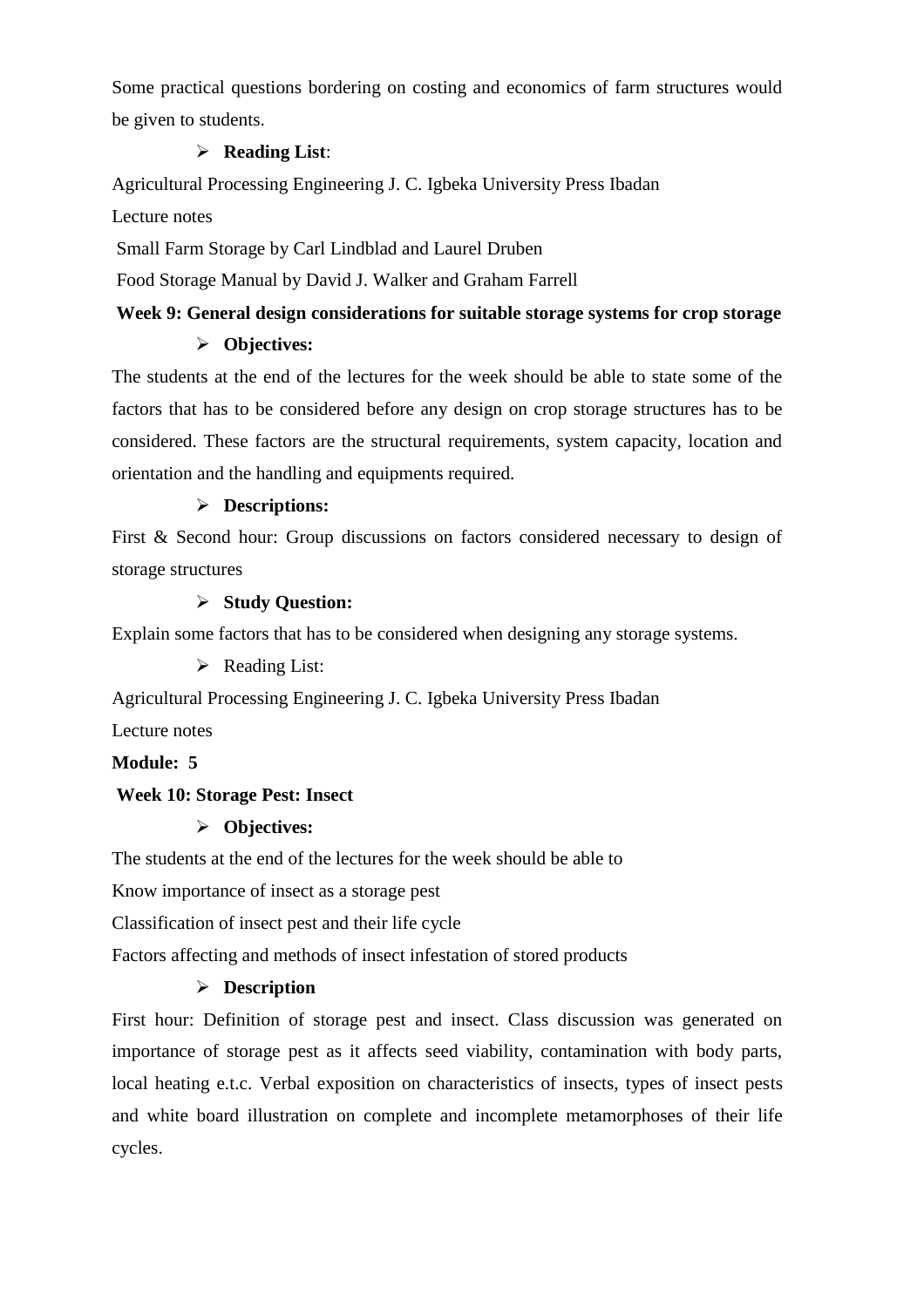Some practical questions bordering on costing and economics of farm structures would be given to students.

- **Reading List**:

Agricultural Processing Engineering J. C. Igbeka University Press Ibadan

Lecture notes

Small Farm Storage by Carl Lindblad and Laurel Druben

Food Storage Manual by David J. Walker and Graham Farrell

**Week 9: General design considerations for suitable storage systems for crop storage**

- **Objectives:**

The students at the end of the lectures for the week should be able to state some of the factors that has to be considered before any design on crop storage structures has to be considered. These factors are the structural requirements, system capacity, location and orientation and the handling and equipments required.

- **Descriptions:**

First & Second hour: Group discussions on factors considered necessary to design of storage structures

- **Study Question:**

Explain some factors that has to be considered when designing any storage systems.

- Reading List:

Agricultural Processing Engineering J. C. Igbeka University Press Ibadan

Lecture notes

**Module: 5**

**Week 10: Storage Pest: Insect**

- **Objectives:**

The students at the end of the lectures for the week should be able to

Know importance of insect as a storage pest

Classification of insect pest and their life cycle

Factors affecting and methods of insect infestation of stored products

- **Description**

First hour: Definition of storage pest and insect. Class discussion was generated on importance of storage pest as it affects seed viability, contamination with body parts, local heating e.t.c. Verbal exposition on characteristics of insects, types of insect pests and white board illustration on complete and incomplete metamorphoses of their life cycles.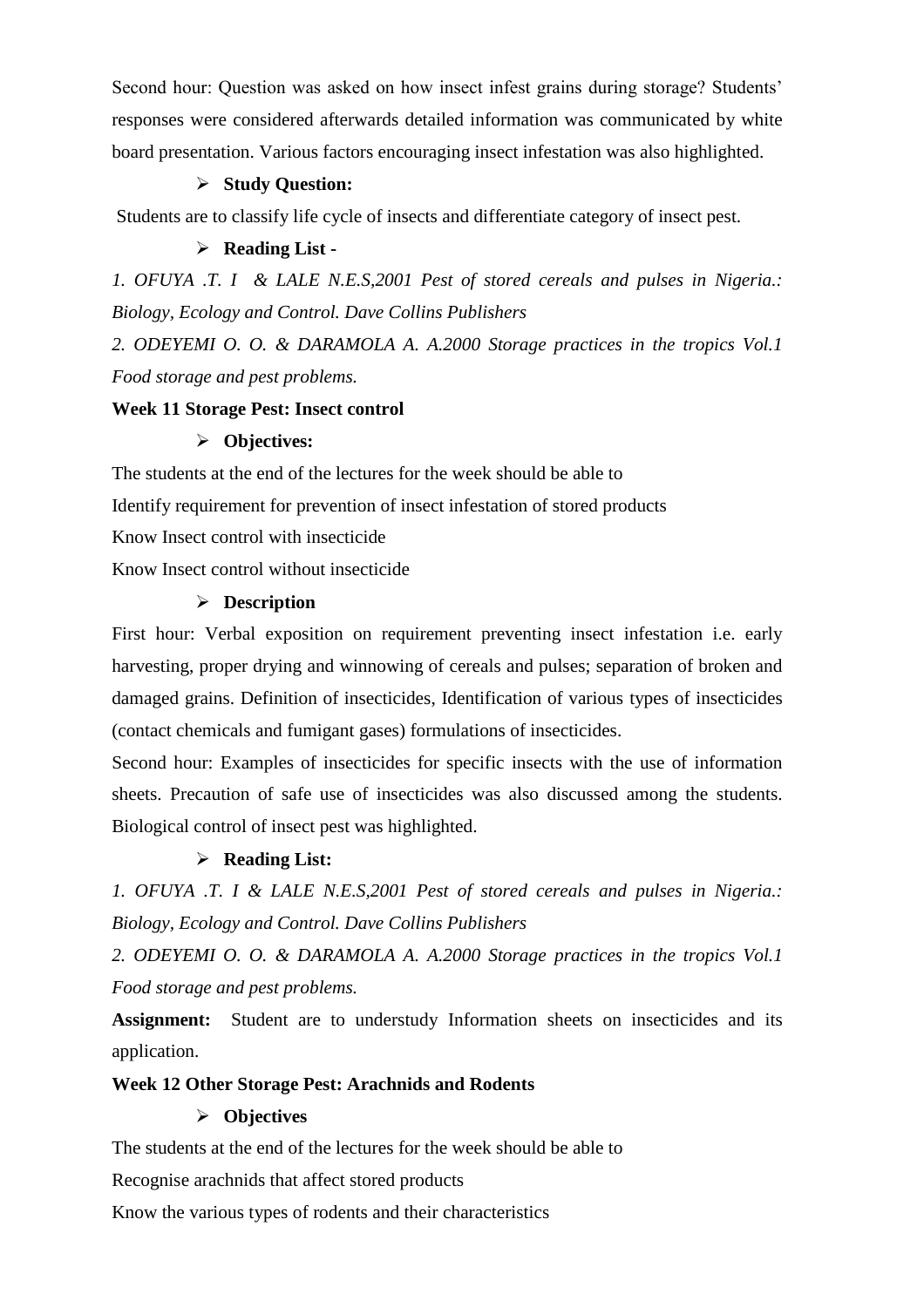Second hour: Question was asked on how insect infest grains during storage? Students' responses were considered afterwards detailed information was communicated by white board presentation. Various factors encouraging insect infestation was also highlighted.

- **Study Question:**

Students are to classify life cycle of insects and differentiate category of insect pest.

- **Reading List -**

*1. OFUYA .T. I & LALE N.E.S,2001 Pest of stored cereals and pulses in Nigeria.: Biology, Ecology and Control. Dave Collins Publishers*

*2. ODEYEMI O. O. & DARAMOLA A. A.2000 Storage practices in the tropics Vol.1 Food storage and pest problems.*

**Week 11 Storage Pest: Insect control**

- **Objectives:**

The students at the end of the lectures for the week should be able to

Identify requirement for prevention of insect infestation of stored products

Know Insect control with insecticide

Know Insect control without insecticide

- **Description**

First hour: Verbal exposition on requirement preventing insect infestation i.e. early harvesting, proper drying and winnowing of cereals and pulses; separation of broken and damaged grains. Definition of insecticides, Identification of various types of insecticides (contact chemicals and fumigant gases) formulations of insecticides.

Second hour: Examples of insecticides for specific insects with the use of information sheets. Precaution of safe use of insecticides was also discussed among the students. Biological control of insect pest was highlighted.

- **Reading List:**

*1. OFUYA .T. I & LALE N.E.S,2001 Pest of stored cereals and pulses in Nigeria.: Biology, Ecology and Control. Dave Collins Publishers*

*2. ODEYEMI O. O. & DARAMOLA A. A.2000 Storage practices in the tropics Vol.1 Food storage and pest problems.*

**Assignment:** Student are to understudy Information sheets on insecticides and its application.

**Week 12 Other Storage Pest: Arachnids and Rodents**

- **Objectives**

The students at the end of the lectures for the week should be able to

Recognise arachnids that affect stored products

Know the various types of rodents and their characteristics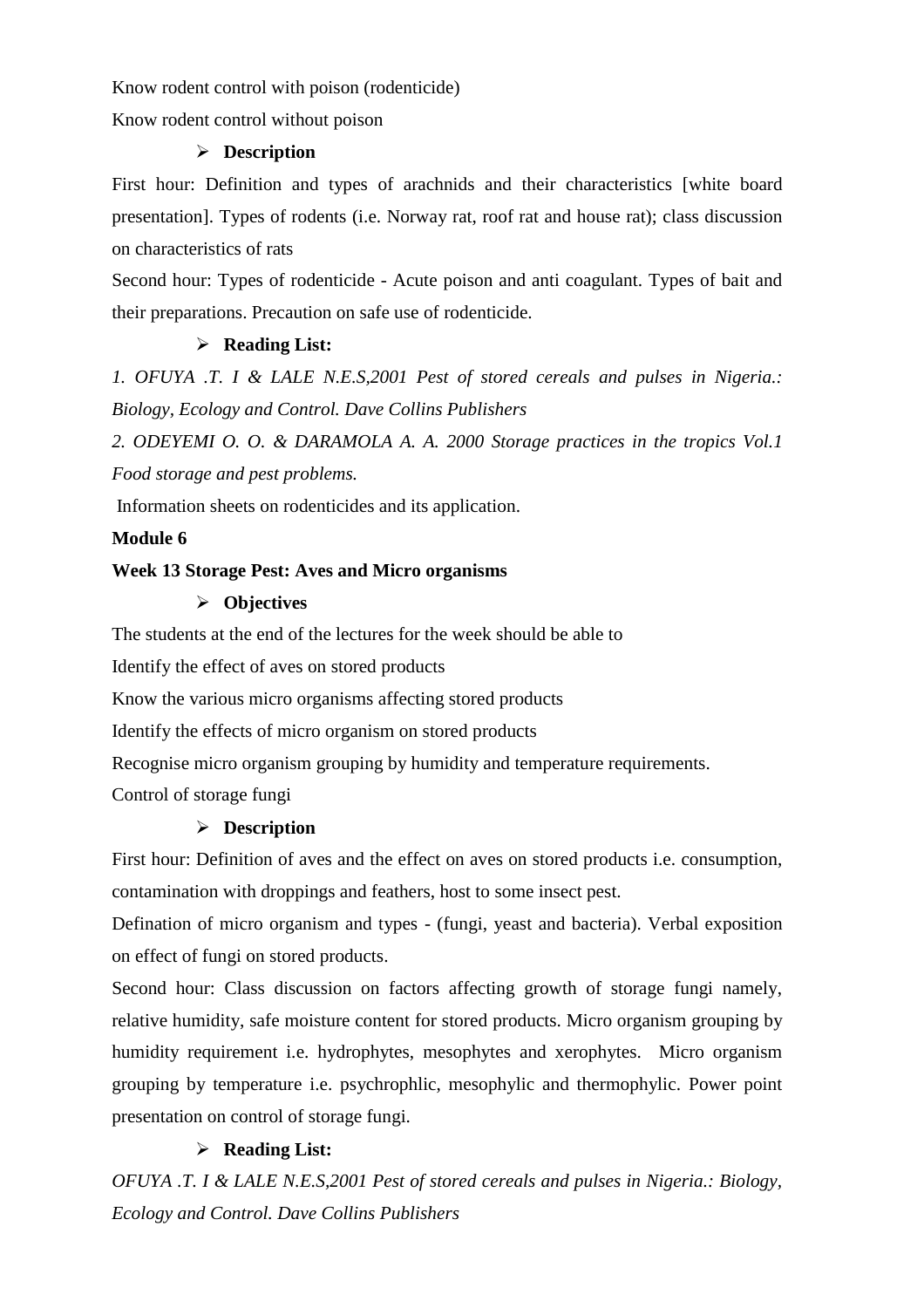Know rodent control with poison (rodenticide)

Know rodent control without poison

- **Description**

First hour: Definition and types of arachnids and their characteristics [white board presentation]. Types of rodents (i.e. Norway rat, roof rat and house rat); class discussion on characteristics of rats

Second hour: Types of rodenticide - Acute poison and anti coagulant. Types of bait and their preparations. Precaution on safe use of rodenticide.

- **Reading List:**

*1. OFUYA .T. I & LALE N.E.S,2001 Pest of stored cereals and pulses in Nigeria.: Biology, Ecology and Control. Dave Collins Publishers*

*2. ODEYEMI O. O. & DARAMOLA A. A. 2000 Storage practices in the tropics Vol.1 Food storage and pest problems.*

Information sheets on rodenticides and its application.

**Module 6**

**Week 13 Storage Pest: Aves and Micro organisms**

- **Objectives**

The students at the end of the lectures for the week should be able to

Identify the effect of aves on stored products

Know the various micro organisms affecting stored products

Identify the effects of micro organism on stored products

Recognise micro organism grouping by humidity and temperature requirements.

Control of storage fungi

- **Description**

First hour: Definition of aves and the effect on aves on stored products i.e. consumption, contamination with droppings and feathers, host to some insect pest.

Defination of micro organism and types - (fungi, yeast and bacteria). Verbal exposition on effect of fungi on stored products.

Second hour: Class discussion on factors affecting growth of storage fungi namely, relative humidity, safe moisture content for stored products. Micro organism grouping by humidity requirement i.e. hydrophytes, mesophytes and xerophytes. Micro organism grouping by temperature i.e. psychrophlic, mesophylic and thermophylic. Power point presentation on control of storage fungi.

- **Reading List:**

*OFUYA .T. I & LALE N.E.S,2001 Pest of stored cereals and pulses in Nigeria.: Biology, Ecology and Control. Dave Collins Publishers*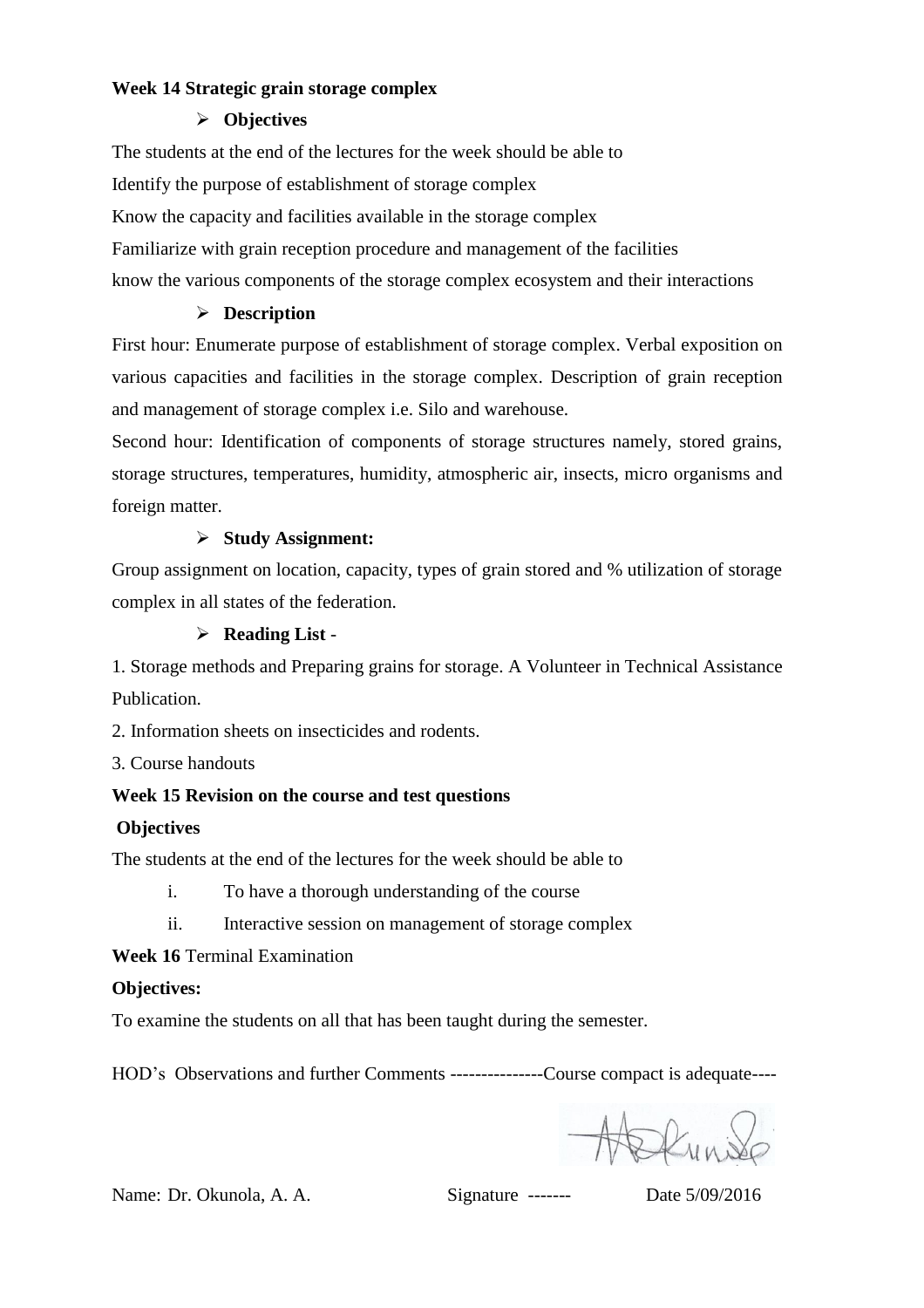**Week 14 Strategic grain storage complex**

- **Objectives**

The students at the end of the lectures for the week should be able to

Identify the purpose of establishment of storage complex

Know the capacity and facilities available in the storage complex

Familiarize with grain reception procedure and management of the facilities

know the various components of the storage complex ecosystem and their interactions

- **Description**

First hour: Enumerate purpose of establishment of storage complex. Verbal exposition on various capacities and facilities in the storage complex. Description of grain reception and management of storage complex i.e. Silo and warehouse.

Second hour: Identification of components of storage structures namely, stored grains, storage structures, temperatures, humidity, atmospheric air, insects, micro organisms and foreign matter.

- **Study Assignment:**

Group assignment on location, capacity, types of grain stored and % utilization of storage complex in all states of the federation.

- **Reading List** -

1. Storage methods and Preparing grains for storage. A Volunteer in Technical Assistance Publication.
2. Information sheets on insecticides and rodents.
3. Course handouts

**Week 15 Revision on the course and test questions**

**Objectives**

The students at the end of the lectures for the week should be able to

i. To have a thorough understanding of the course
ii. Interactive session on management of storage complex

**Week 16** Terminal Examination

**Objectives:**

To examine the students on all that has been taught during the semester.

HOD's Observations and further Comments ---------------Course compact is adequate----

Name: Dr. Okunola, A. A. Signature ------- Date 5/09/2016